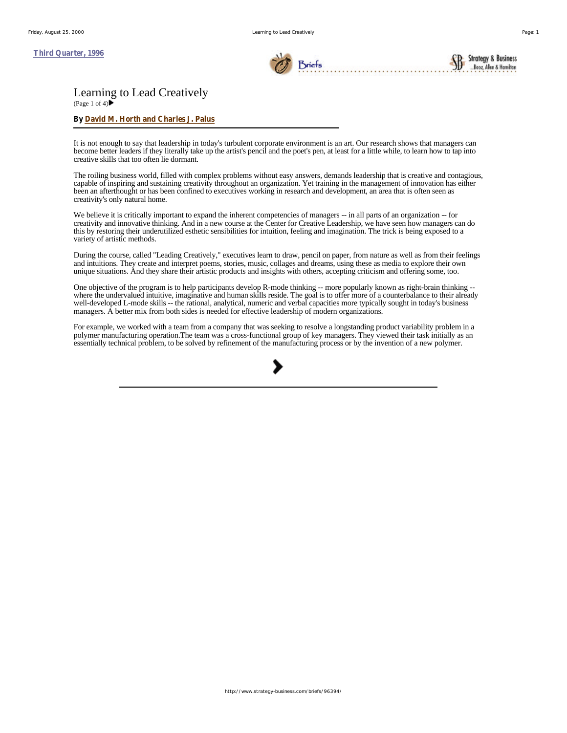Third Quarter, 1996

# Learning to Lead Creatively

(Page 1 of 4)

**By David M. Horth and Charles J. Palus**

It is not enough to say that leadership in today's turbulent corporate environment is an art. Our research shows that managers can become better leaders if they literally take up the artist's pencil and the poet's pen, at least for a little while, to learn how to tap into creative skills that too often lie dormant.

The roiling business world, filled with complex problems without easy answers, demands leadership that is creative and contagious, capable of inspiring and sustaining creativity throughout an organization. Yet training in the management of innovation has either been an afterthought or has been confined to executives working in research and development, an area that is often seen as creativity's only natural home.

We believe it is critically important to expand the inherent competencies of managers -- in all parts of an organization -- for creativity and innovative thinking. And in a new course at the Center for Creative Leadership, we have seen how managers can do this by restoring their underutilized esthetic sensibilities for intuition, feeling and imagination. The trick is being exposed to a variety of artistic methods.

During the course, called "Leading Creatively," executives learn to draw, pencil on paper, from nature as well as from their feelings and intuitions. They create and interpret poems, stories, music, collages and dreams, using these as media to explore their own unique situations. And they share their artistic products and insights with others, accepting criticism and offering some, too.

One objective of the program is to help participants develop R-mode thinking -- more popularly known as right-brain thinking -- where the undervalued intuitive, imaginative and human skills reside. The goal is to offer more of a counterbalance to their already well-developed L-mode skills -- the rational, analytical, numeric and verbal capacities more typically sought in today's business managers. A better mix from both sides is needed for effective leadership of modern organizations.

For example, we worked with a team from a company that was seeking to resolve a longstanding product variability problem in a polymer manufacturing operation.The team was a cross-functional group of key managers. They viewed their task initially as an essentially technical problem, to be solved by refinement of the manufacturing process or by the invention of a new polymer.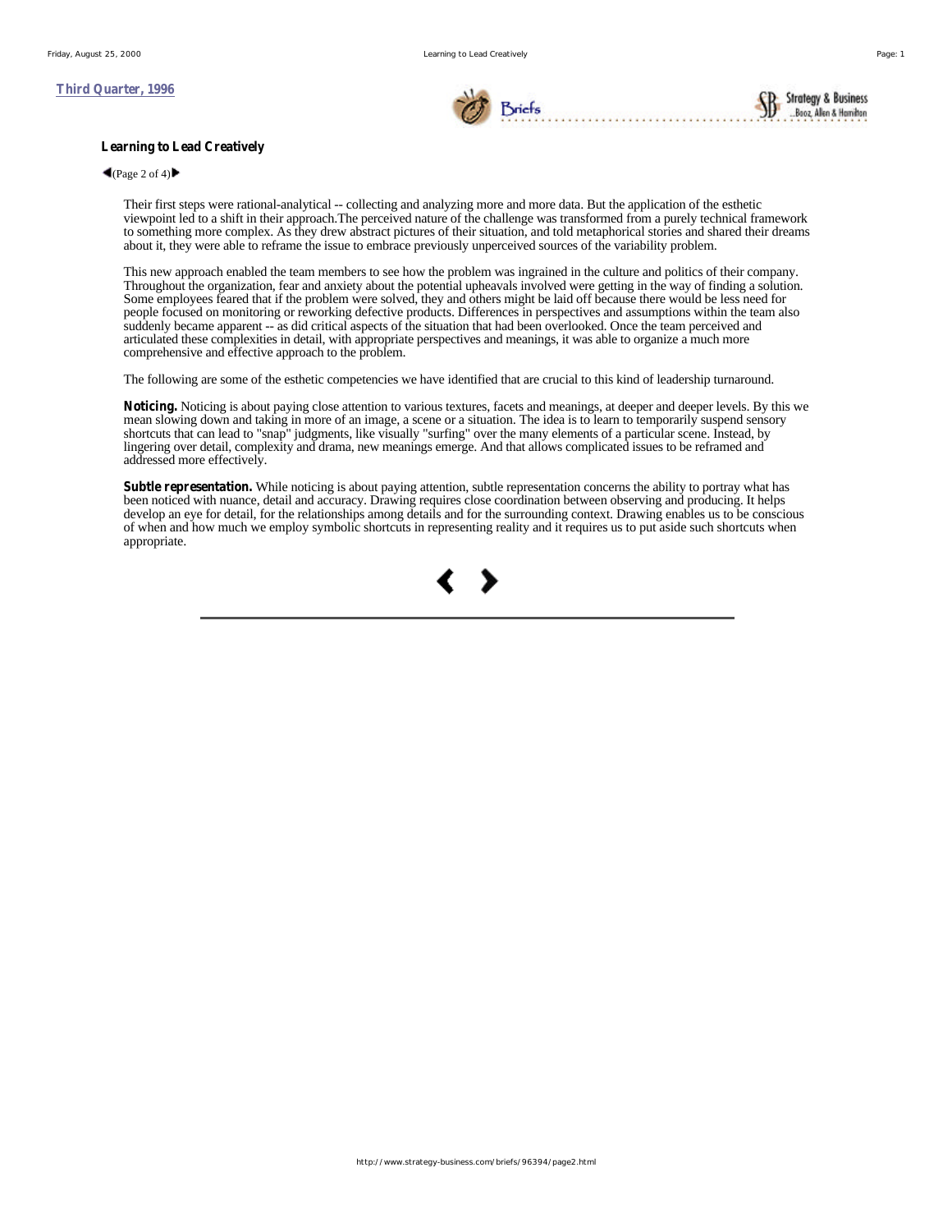Third Quarter, 1996

**Learning to Lead Creatively**

(Page 2 of 4)

Their first steps were rational-analytical -- collecting and analyzing more and more data. But the application of the esthetic viewpoint led to a shift in their approach.The perceived nature of the challenge was transformed from a purely technical framework to something more complex. As they drew abstract pictures of their situation, and told metaphorical stories and shared their dreams about it, they were able to reframe the issue to embrace previously unperceived sources of the variability problem.

This new approach enabled the team members to see how the problem was ingrained in the culture and politics of their company. Throughout the organization, fear and anxiety about the potential upheavals involved were getting in the way of finding a solution. Some employees feared that if the problem were solved, they and others might be laid off because there would be less need for people focused on monitoring or reworking defective products. Differences in perspectives and assumptions within the team also suddenly became apparent -- as did critical aspects of the situation that had been overlooked. Once the team perceived and articulated these complexities in detail, with appropriate perspectives and meanings, it was able to organize a much more comprehensive and effective approach to the problem.

The following are some of the esthetic competencies we have identified that are crucial to this kind of leadership turnaround.

**Noticing.** Noticing is about paying close attention to various textures, facets and meanings, at deeper and deeper levels. By this we mean slowing down and taking in more of an image, a scene or a situation. The idea is to learn to temporarily suspend sensory shortcuts that can lead to "snap" judgments, like visually "surfing" over the many elements of a particular scene. Instead, by lingering over detail, complexity and drama, new meanings emerge. And that allows complicated issues to be reframed and addressed more effectively.

**Subtle representation.** While noticing is about paying attention, subtle representation concerns the ability to portray what has been noticed with nuance, detail and accuracy. Drawing requires close coordination between observing and producing. It helps develop an eye for detail, for the relationships among details and for the surrounding context. Drawing enables us to be conscious of when and how much we employ symbolic shortcuts in representing reality and it requires us to put aside such shortcuts when appropriate.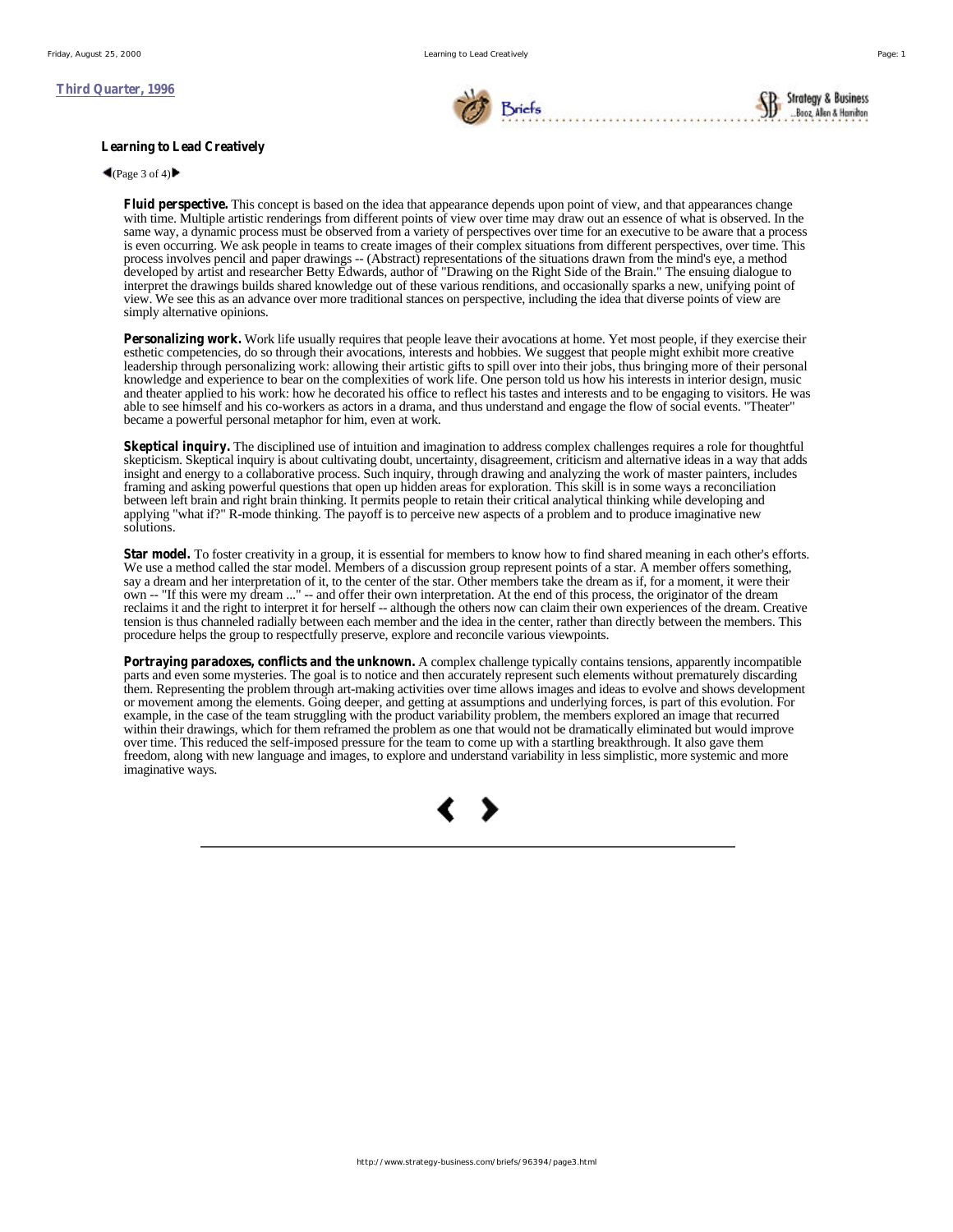## Learning to Lead Creatively

**Fluid perspective.** This concept is based on the idea that appearance depends upon point of view, and that appearances change with time. Multiple artistic renderings from different points of view over time may draw out an essence of what is observed. In the same way, a dynamic process must be observed from a variety of perspectives over time for an executive to be aware that a process is even occurring. We ask people in teams to create images of their complex situations from different perspectives, over time. This process involves pencil and paper drawings -- (Abstract) representations of the situations drawn from the mind's eye, a method developed by artist and researcher Betty Edwards, author of "Drawing on the Right Side of the Brain." The ensuing dialogue to interpret the drawings builds shared knowledge out of these various renditions, and occasionally sparks a new, unifying point of view. We see this as an advance over more traditional stances on perspective, including the idea that diverse points of view are simply alternative opinions.

**Personalizing work.** Work life usually requires that people leave their avocations at home. Yet most people, if they exercise their esthetic competencies, do so through their avocations, interests and hobbies. We suggest that people might exhibit more creative leadership through personalizing work: allowing their artistic gifts to spill over into their jobs, thus bringing more of their personal knowledge and experience to bear on the complexities of work life. One person told us how his interests in interior design, music and theater applied to his work: how he decorated his office to reflect his tastes and interests and to be engaging to visitors. He was able to see himself and his co-workers as actors in a drama, and thus understand and engage the flow of social events. "Theater" became a powerful personal metaphor for him, even at work.

**Skeptical inquiry.** The disciplined use of intuition and imagination to address complex challenges requires a role for thoughtful skepticism. Skeptical inquiry is about cultivating doubt, uncertainty, disagreement, criticism and alternative ideas in a way that adds insight and energy to a collaborative process. Such inquiry, through drawing and analyzing the work of master painters, includes framing and asking powerful questions that open up hidden areas for exploration. This skill is in some ways a reconciliation between left brain and right brain thinking. It permits people to retain their critical analytical thinking while developing and applying "what if?" R-mode thinking. The payoff is to perceive new aspects of a problem and to produce imaginative new solutions.

**Star model.** To foster creativity in a group, it is essential for members to know how to find shared meaning in each other's efforts. We use a method called the star model. Members of a discussion group represent points of a star. A member offers something, say a dream and her interpretation of it, to the center of the star. Other members take the dream as if, for a moment, it were their own -- "If this were my dream ..." -- and offer their own interpretation. At the end of this process, the originator of the dream reclaims it and the right to interpret it for herself -- although the others now can claim their own experiences of the dream. Creative tension is thus channeled radially between each member and the idea in the center, rather than directly between the members. This procedure helps the group to respectfully preserve, explore and reconcile various viewpoints.

**Portraying paradoxes, conflicts and the unknown.** A complex challenge typically contains tensions, apparently incompatible parts and even some mysteries. The goal is to notice and then accurately represent such elements without prematurely discarding them. Representing the problem through art-making activities over time allows images and ideas to evolve and shows development or movement among the elements. Going deeper, and getting at assumptions and underlying forces, is part of this evolution. For example, in the case of the team struggling with the product variability problem, the members explored an image that recurred within their drawings, which for them reframed the problem as one that would not be dramatically eliminated but would improve over time. This reduced the self-imposed pressure for the team to come up with a startling breakthrough. It also gave them freedom, along with new language and images, to explore and understand variability in less simplistic, more systemic and more imaginative ways.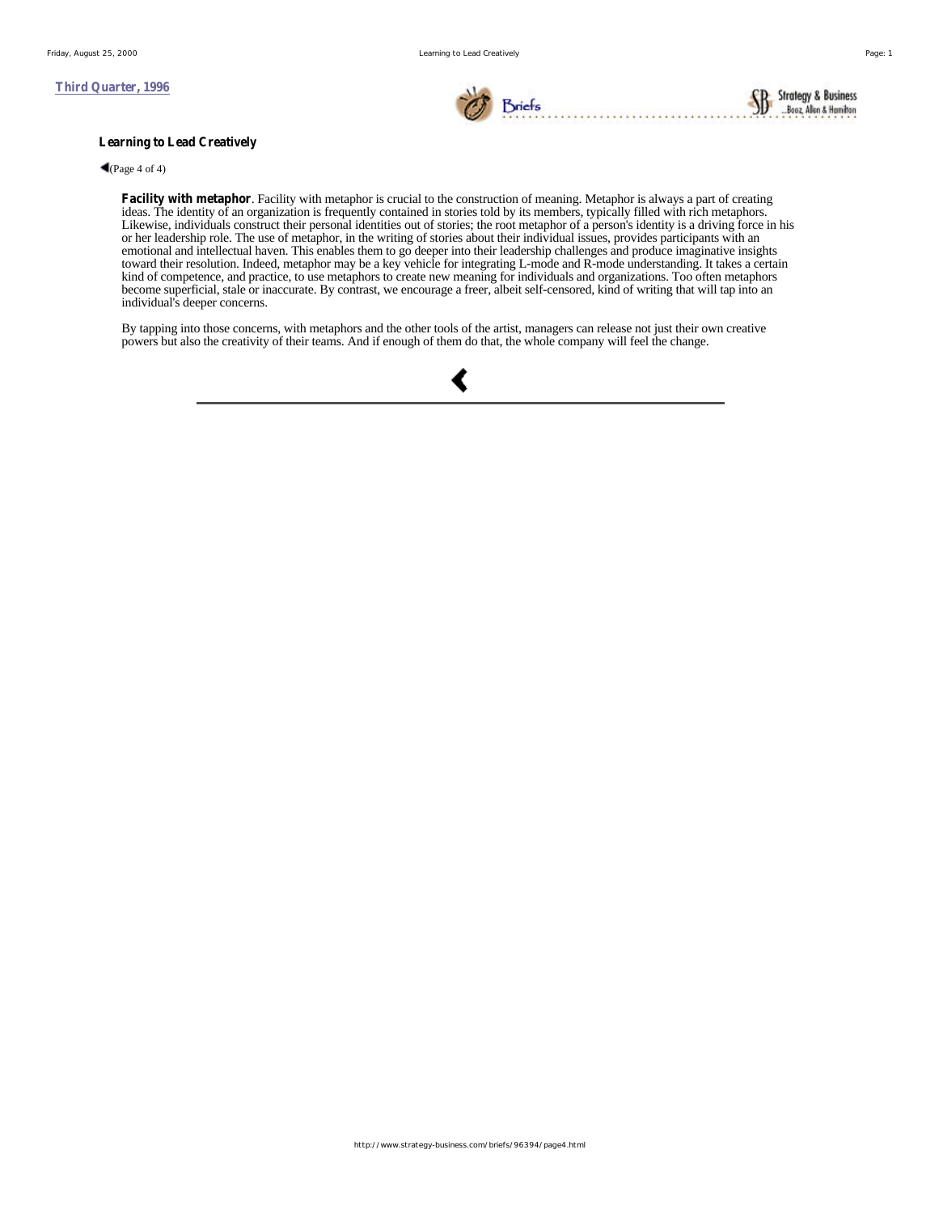Third Quarter, 1996

**Learning to Lead Creatively**

(Page 4 of 4)

**Facility with metaphor**. Facility with metaphor is crucial to the construction of meaning. Metaphor is always a part of creating ideas. The identity of an organization is frequently contained in stories told by its members, typically filled with rich metaphors. Likewise, individuals construct their personal identities out of stories; the root metaphor of a person's identity is a driving force in his or her leadership role. The use of metaphor, in the writing of stories about their individual issues, provides participants with an emotional and intellectual haven. This enables them to go deeper into their leadership challenges and produce imaginative insights toward their resolution. Indeed, metaphor may be a key vehicle for integrating L-mode and R-mode understanding. It takes a certain kind of competence, and practice, to use metaphors to create new meaning for individuals and organizations. Too often metaphors become superficial, stale or inaccurate. By contrast, we encourage a freer, albeit self-censored, kind of writing that will tap into an individual's deeper concerns.

By tapping into those concerns, with metaphors and the other tools of the artist, managers can release not just their own creative powers but also the creativity of their teams. And if enough of them do that, the whole company will feel the change.